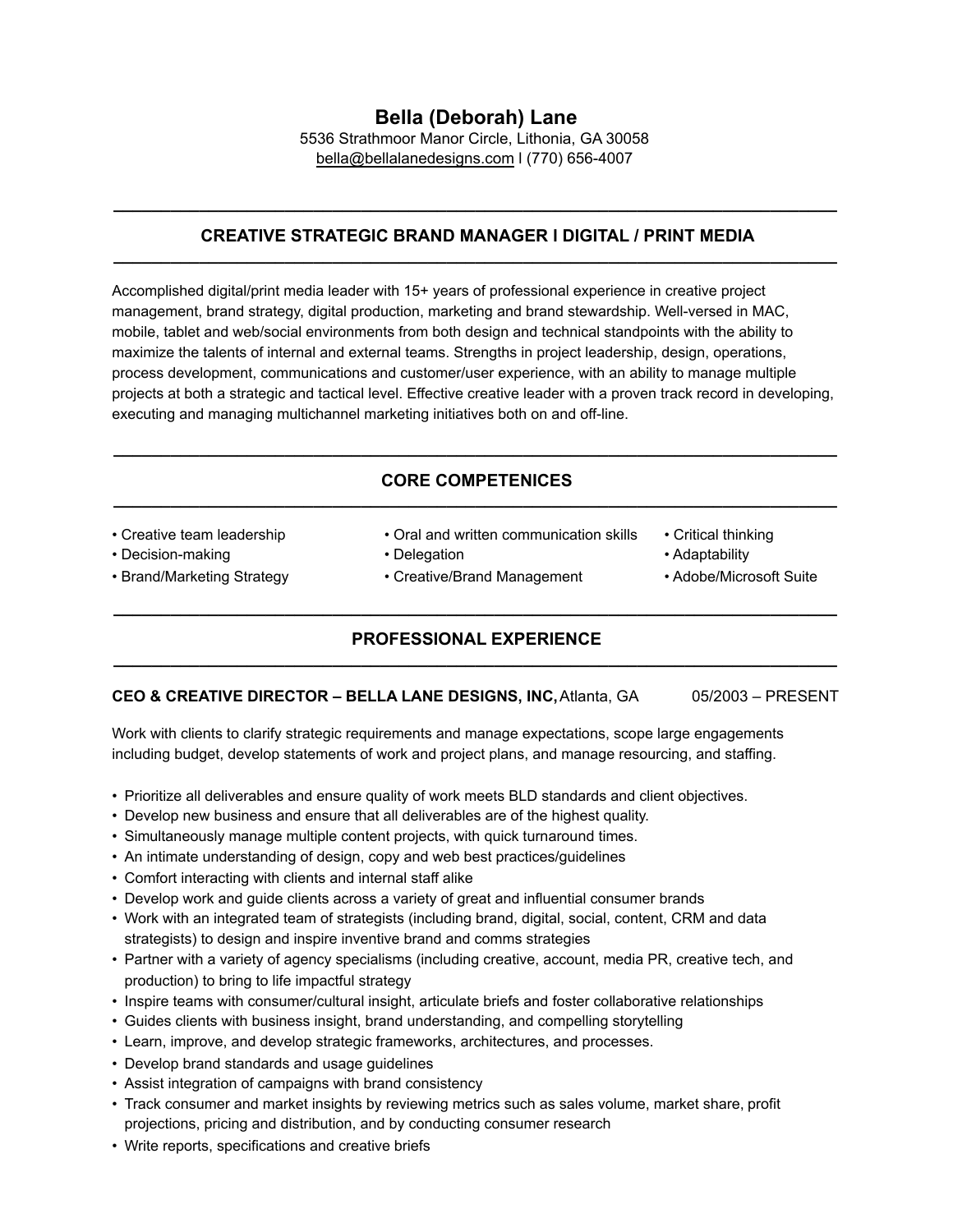# Bella (Deborah) Lane

5536 Strathmoor Manor Circle, Lithonia, GA 30058
bella@bellalanedesigns.com l (770) 656-4007

## CREATIVE STRATEGIC BRAND MANAGER I DIGITAL / PRINT MEDIA

Accomplished digital/print media leader with 15+ years of professional experience in creative project management, brand strategy, digital production, marketing and brand stewardship. Well-versed in MAC, mobile, tablet and web/social environments from both design and technical standpoints with the ability to maximize the talents of internal and external teams. Strengths in project leadership, design, operations, process development, communications and customer/user experience, with an ability to manage multiple projects at both a strategic and tactical level. Effective creative leader with a proven track record in developing, executing and managing multichannel marketing initiatives both on and off-line.

## CORE COMPETENICES

- Creative team leadership
- Decision-making
- Brand/Marketing Strategy
- Oral and written communication skills
- Delegation
- Creative/Brand Management
- Critical thinking
- Adaptability
- Adobe/Microsoft Suite

## PROFESSIONAL EXPERIENCE

**CEO & CREATIVE DIRECTOR – BELLA LANE DESIGNS, INC,** Atlanta, GA 05/2003 – PRESENT

Work with clients to clarify strategic requirements and manage expectations, scope large engagements including budget, develop statements of work and project plans, and manage resourcing, and staffing.

- Prioritize all deliverables and ensure quality of work meets BLD standards and client objectives.
- Develop new business and ensure that all deliverables are of the highest quality.
- Simultaneously manage multiple content projects, with quick turnaround times.
- An intimate understanding of design, copy and web best practices/guidelines
- Comfort interacting with clients and internal staff alike
- Develop work and guide clients across a variety of great and influential consumer brands
- Work with an integrated team of strategists (including brand, digital, social, content, CRM and data strategists) to design and inspire inventive brand and comms strategies
- Partner with a variety of agency specialisms (including creative, account, media PR, creative tech, and production) to bring to life impactful strategy
- Inspire teams with consumer/cultural insight, articulate briefs and foster collaborative relationships
- Guides clients with business insight, brand understanding, and compelling storytelling
- Learn, improve, and develop strategic frameworks, architectures, and processes.
- Develop brand standards and usage guidelines
- Assist integration of campaigns with brand consistency
- Track consumer and market insights by reviewing metrics such as sales volume, market share, profit projections, pricing and distribution, and by conducting consumer research
- Write reports, specifications and creative briefs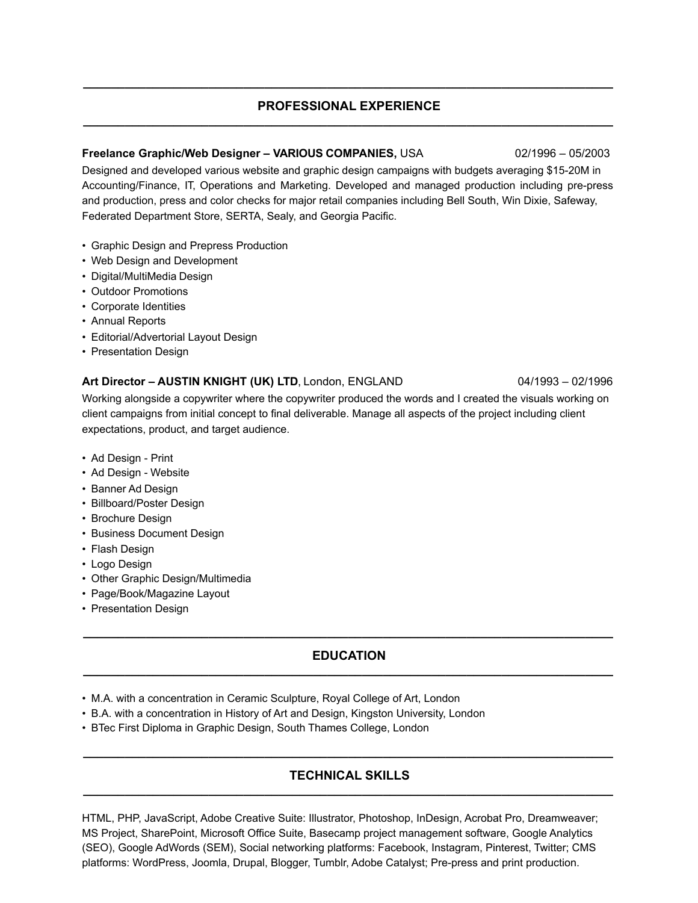## PROFESSIONAL EXPERIENCE

**Freelance Graphic/Web Designer – VARIOUS COMPANIES,** USA 02/1996 – 05/2003

Designed and developed various website and graphic design campaigns with budgets averaging $15-20M in Accounting/Finance, IT, Operations and Marketing. Developed and managed production including pre-press and production, press and color checks for major retail companies including Bell South, Win Dixie, Safeway, Federated Department Store, SERTA, Sealy, and Georgia Pacific.

- Graphic Design and Prepress Production
- Web Design and Development
- Digital/MultiMedia Design
- Outdoor Promotions
- Corporate Identities
- Annual Reports
- Editorial/Advertorial Layout Design
- Presentation Design

**Art Director – AUSTIN KNIGHT (UK) LTD**, London, ENGLAND 04/1993 – 02/1996

Working alongside a copywriter where the copywriter produced the words and I created the visuals working on client campaigns from initial concept to final deliverable. Manage all aspects of the project including client expectations, product, and target audience.

- Ad Design - Print
- Ad Design - Website
- Banner Ad Design
- Billboard/Poster Design
- Brochure Design
- Business Document Design
- Flash Design
- Logo Design
- Other Graphic Design/Multimedia
- Page/Book/Magazine Layout
- Presentation Design

## EDUCATION

- M.A. with a concentration in Ceramic Sculpture, Royal College of Art, London
- B.A. with a concentration in History of Art and Design, Kingston University, London
- BTec First Diploma in Graphic Design, South Thames College, London

## TECHNICAL SKILLS

HTML, PHP, JavaScript, Adobe Creative Suite: Illustrator, Photoshop, InDesign, Acrobat Pro, Dreamweaver; MS Project, SharePoint, Microsoft Office Suite, Basecamp project management software, Google Analytics (SEO), Google AdWords (SEM), Social networking platforms: Facebook, Instagram, Pinterest, Twitter; CMS platforms: WordPress, Joomla, Drupal, Blogger, Tumblr, Adobe Catalyst; Pre-press and print production.